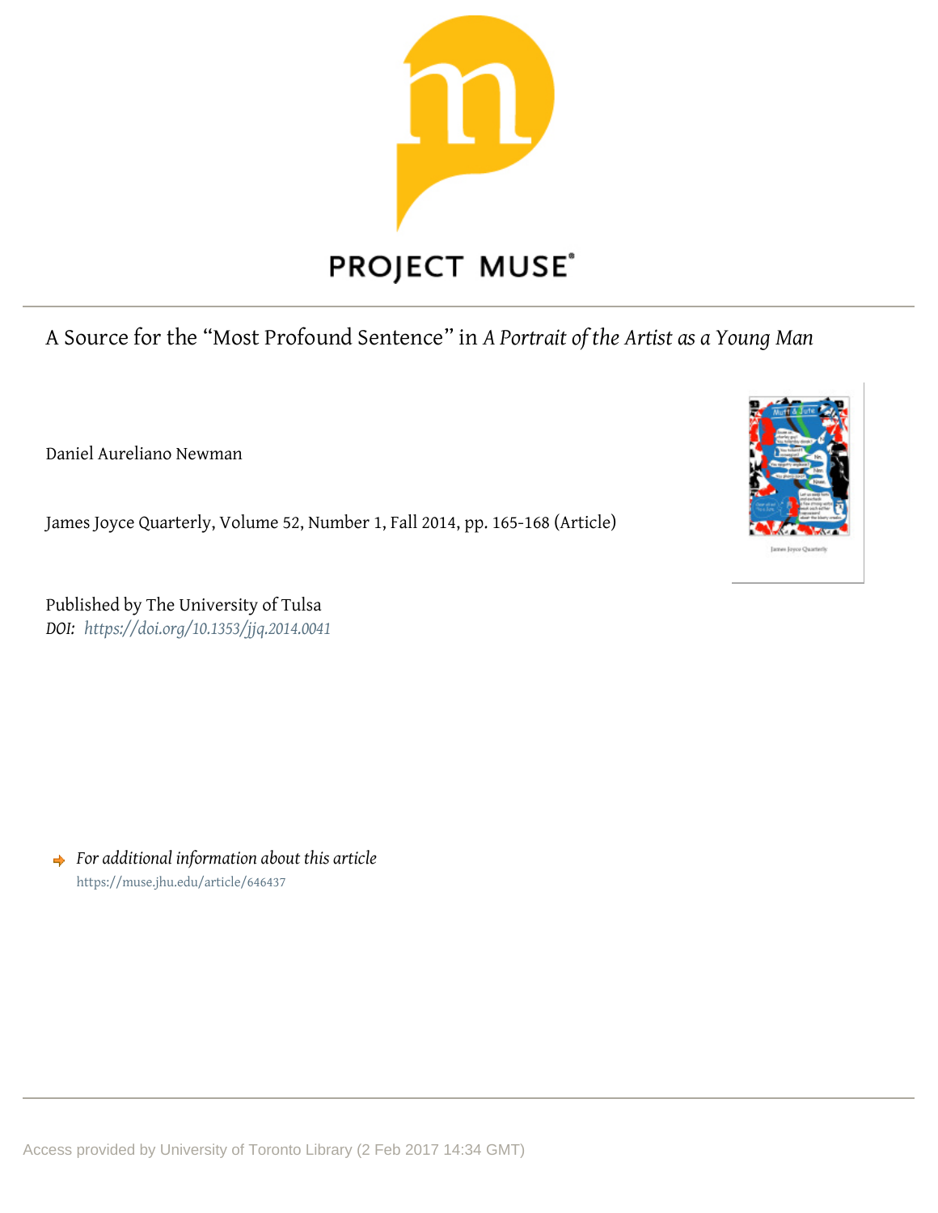PROJECT MUSE

A Source for the "Most Profound Sentence" in *A Portrait of the Artist as a Young Man*

Daniel Aureliano Newman

James Joyce Quarterly, Volume 52, Number 1, Fall 2014, pp. 165-168 (Article)

Published by The University of Tulsa
*DOI: https://doi.org/10.1353/jjq.2014.0041*

*For additional information about this article*
https://muse.jhu.edu/article/646437

Access provided by University of Toronto Library (2 Feb 2017 14:34 GMT)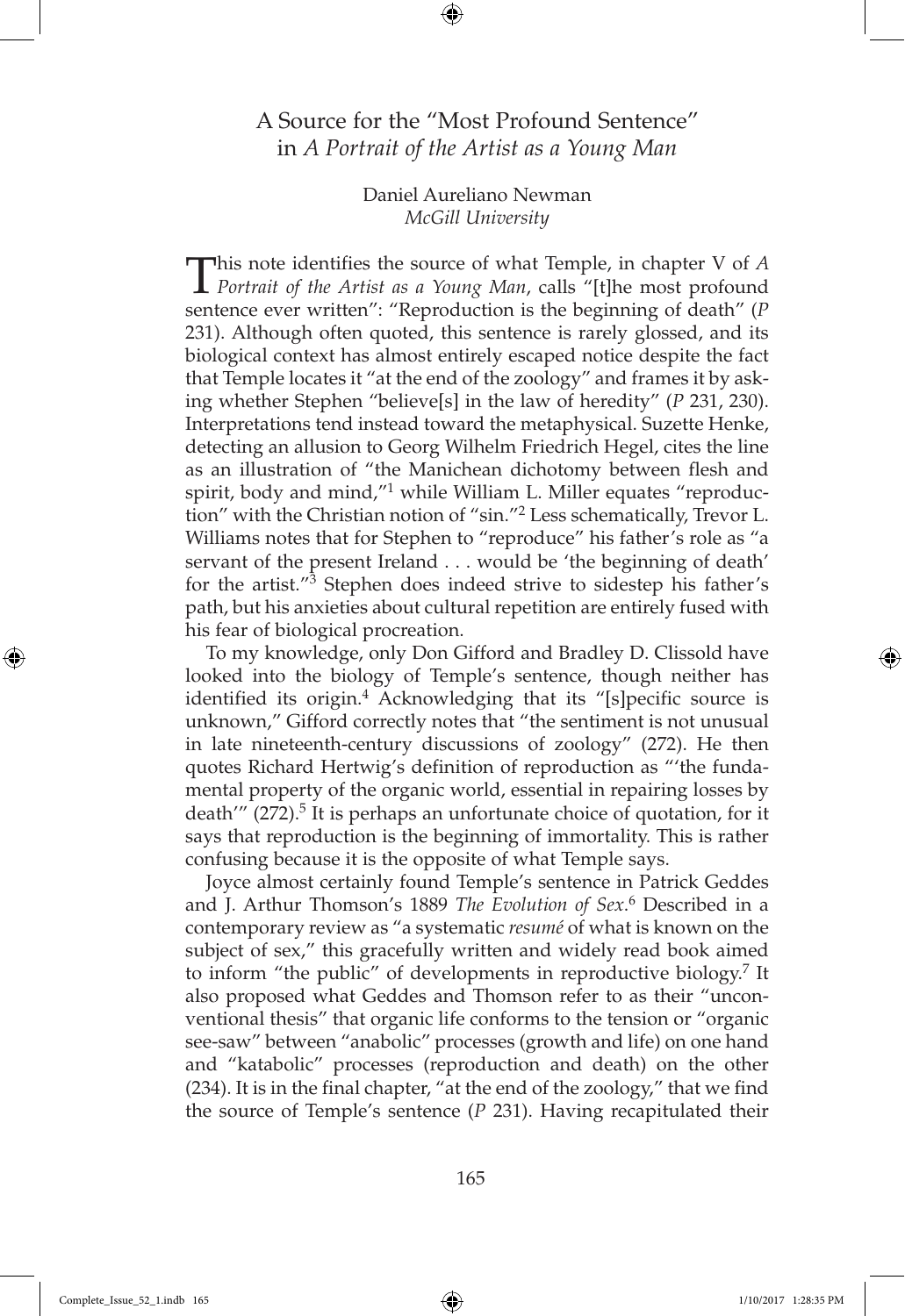# A Source for the "Most Profound Sentence" in *A Portrait of the Artist as a Young Man*

Daniel Aureliano Newman
*McGill University*

This note identifies the source of what Temple, in chapter V of *A Portrait of the Artist as a Young Man*, calls "[t]he most profound sentence ever written": "Reproduction is the beginning of death" (*P* 231). Although often quoted, this sentence is rarely glossed, and its biological context has almost entirely escaped notice despite the fact that Temple locates it "at the end of the zoology" and frames it by asking whether Stephen "believe[s] in the law of heredity" (*P* 231, 230). Interpretations tend instead toward the metaphysical. Suzette Henke, detecting an allusion to Georg Wilhelm Friedrich Hegel, cites the line as an illustration of "the Manichean dichotomy between flesh and spirit, body and mind,"[1] while William L. Miller equates "reproduction" with the Christian notion of "sin."[2] Less schematically, Trevor L. Williams notes that for Stephen to "reproduce" his father's role as "a servant of the present Ireland . . . would be 'the beginning of death' for the artist."[3] Stephen does indeed strive to sidestep his father's path, but his anxieties about cultural repetition are entirely fused with his fear of biological procreation.

To my knowledge, only Don Gifford and Bradley D. Clissold have looked into the biology of Temple's sentence, though neither has identified its origin.[4] Acknowledging that its "[s]pecific source is unknown," Gifford correctly notes that "the sentiment is not unusual in late nineteenth-century discussions of zoology" (272). He then quotes Richard Hertwig's definition of reproduction as "'the fundamental property of the organic world, essential in repairing losses by death'" (272).[5] It is perhaps an unfortunate choice of quotation, for it says that reproduction is the beginning of immortality. This is rather confusing because it is the opposite of what Temple says.

Joyce almost certainly found Temple's sentence in Patrick Geddes and J. Arthur Thomson's 1889 *The Evolution of Sex*.[6] Described in a contemporary review as "a systematic *resumé* of what is known on the subject of sex," this gracefully written and widely read book aimed to inform "the public" of developments in reproductive biology.[7] It also proposed what Geddes and Thomson refer to as their "unconventional thesis" that organic life conforms to the tension or "organic see-saw" between "anabolic" processes (growth and life) on one hand and "katabolic" processes (reproduction and death) on the other (234). It is in the final chapter, "at the end of the zoology," that we find the source of Temple's sentence (*P* 231). Having recapitulated their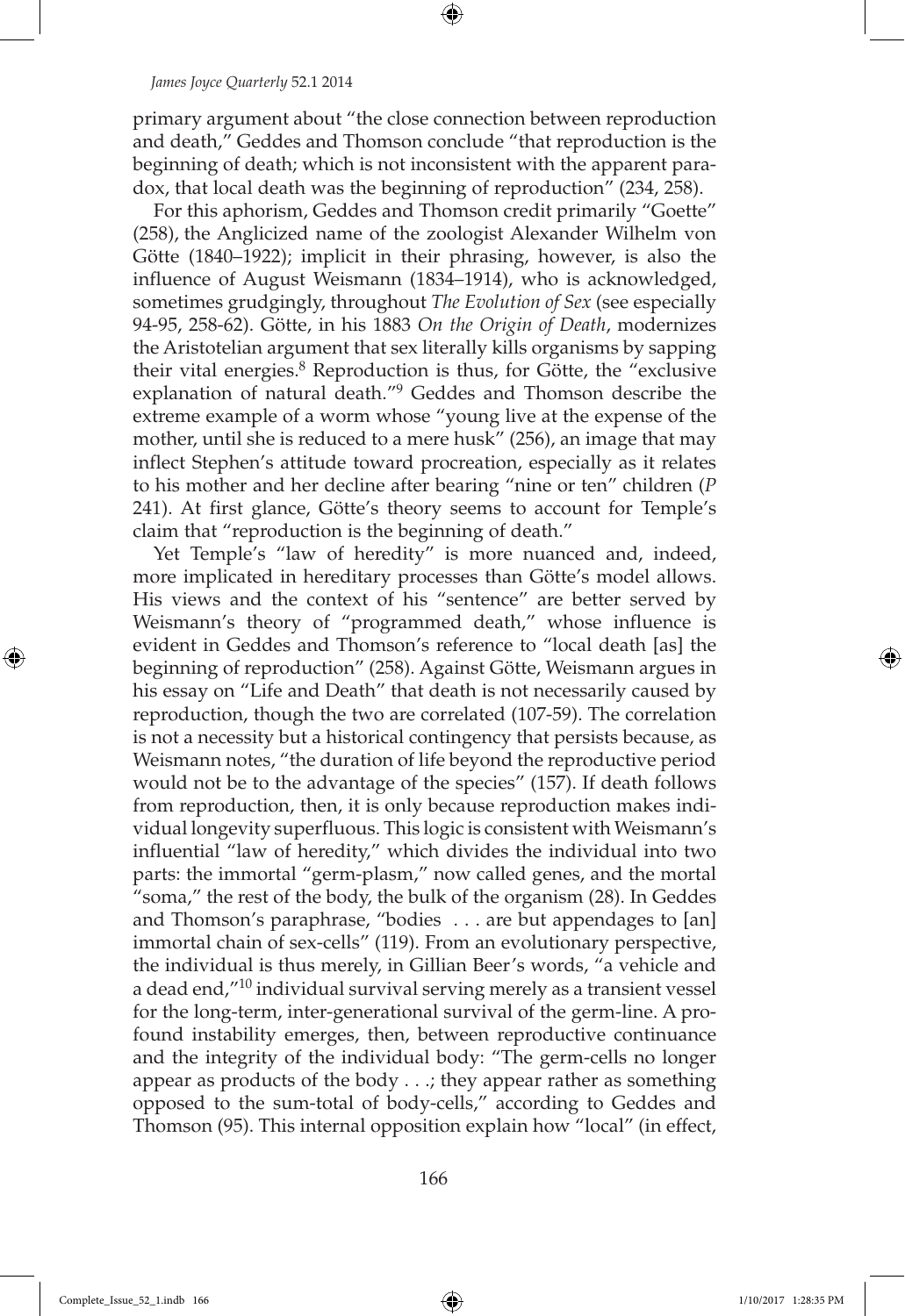primary argument about "the close connection between reproduction and death," Geddes and Thomson conclude "that reproduction is the beginning of death; which is not inconsistent with the apparent paradox, that local death was the beginning of reproduction" (234, 258).

For this aphorism, Geddes and Thomson credit primarily "Goette" (258), the Anglicized name of the zoologist Alexander Wilhelm von Götte (1840–1922); implicit in their phrasing, however, is also the influence of August Weismann (1834–1914), who is acknowledged, sometimes grudgingly, throughout *The Evolution of Sex* (see especially 94-95, 258-62). Götte, in his 1883 *On the Origin of Death*, modernizes the Aristotelian argument that sex literally kills organisms by sapping their vital energies.[8] Reproduction is thus, for Götte, the "exclusive explanation of natural death."[9] Geddes and Thomson describe the extreme example of a worm whose "young live at the expense of the mother, until she is reduced to a mere husk" (256), an image that may inflect Stephen's attitude toward procreation, especially as it relates to his mother and her decline after bearing "nine or ten" children (*P* 241). At first glance, Götte's theory seems to account for Temple's claim that "reproduction is the beginning of death."

Yet Temple's "law of heredity" is more nuanced and, indeed, more implicated in hereditary processes than Götte's model allows. His views and the context of his "sentence" are better served by Weismann's theory of "programmed death," whose influence is evident in Geddes and Thomson's reference to "local death [as] the beginning of reproduction" (258). Against Götte, Weismann argues in his essay on "Life and Death" that death is not necessarily caused by reproduction, though the two are correlated (107-59). The correlation is not a necessity but a historical contingency that persists because, as Weismann notes, "the duration of life beyond the reproductive period would not be to the advantage of the species" (157). If death follows from reproduction, then, it is only because reproduction makes individual longevity superfluous. This logic is consistent with Weismann's influential "law of heredity," which divides the individual into two parts: the immortal "germ-plasm," now called genes, and the mortal "soma," the rest of the body, the bulk of the organism (28). In Geddes and Thomson's paraphrase, "bodies . . . are but appendages to [an] immortal chain of sex-cells" (119). From an evolutionary perspective, the individual is thus merely, in Gillian Beer's words, "a vehicle and a dead end,"[10] individual survival serving merely as a transient vessel for the long-term, inter-generational survival of the germ-line. A profound instability emerges, then, between reproductive continuance and the integrity of the individual body: "The germ-cells no longer appear as products of the body . . .; they appear rather as something opposed to the sum-total of body-cells," according to Geddes and Thomson (95). This internal opposition explain how "local" (in effect,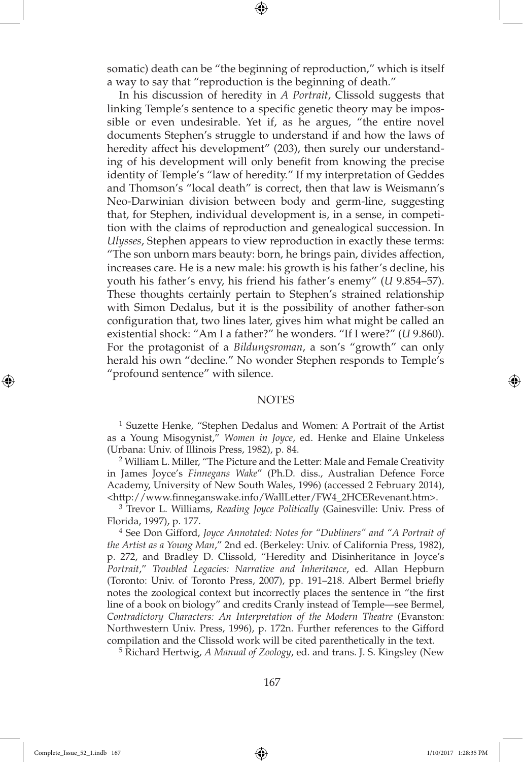somatic) death can be "the beginning of reproduction," which is itself a way to say that "reproduction is the beginning of death."

In his discussion of heredity in *A Portrait*, Clissold suggests that linking Temple's sentence to a specific genetic theory may be impossible or even undesirable. Yet if, as he argues, "the entire novel documents Stephen's struggle to understand if and how the laws of heredity affect his development" (203), then surely our understanding of his development will only benefit from knowing the precise identity of Temple's "law of heredity." If my interpretation of Geddes and Thomson's "local death" is correct, then that law is Weismann's Neo-Darwinian division between body and germ-line, suggesting that, for Stephen, individual development is, in a sense, in competition with the claims of reproduction and genealogical succession. In *Ulysses*, Stephen appears to view reproduction in exactly these terms: "The son unborn mars beauty: born, he brings pain, divides affection, increases care. He is a new male: his growth is his father's decline, his youth his father's envy, his friend his father's enemy" (*U* 9.854–57). These thoughts certainly pertain to Stephen's strained relationship with Simon Dedalus, but it is the possibility of another father-son configuration that, two lines later, gives him what might be called an existential shock: "Am I a father?" he wonders. "If I were?" (*U* 9.860). For the protagonist of a *Bildungsroman*, a son's "growth" can only herald his own "decline." No wonder Stephen responds to Temple's "profound sentence" with silence.

## NOTES

[1] Suzette Henke, "Stephen Dedalus and Women: A Portrait of the Artist as a Young Misogynist," *Women in Joyce*, ed. Henke and Elaine Unkeless (Urbana: Univ. of Illinois Press, 1982), p. 84.

[2] William L. Miller, "The Picture and the Letter: Male and Female Creativity in James Joyce's *Finnegans Wake*" (Ph.D. diss., Australian Defence Force Academy, University of New South Wales, 1996) (accessed 2 February 2014), <http://www.finneganswake.info/WallLetter/FW4_2HCERevenant.htm>.

[3] Trevor L. Williams, *Reading Joyce Politically* (Gainesville: Univ. Press of Florida, 1997), p. 177.

[4] See Don Gifford, *Joyce Annotated: Notes for "Dubliners" and "A Portrait of the Artist as a Young Man*," 2nd ed. (Berkeley: Univ. of California Press, 1982), p. 272, and Bradley D. Clissold, "Heredity and Disinheritance in Joyce's *Portrait*," *Troubled Legacies: Narrative and Inheritance*, ed. Allan Hepburn (Toronto: Univ. of Toronto Press, 2007), pp. 191–218. Albert Bermel briefly notes the zoological context but incorrectly places the sentence in "the first line of a book on biology" and credits Cranly instead of Temple—see Bermel, *Contradictory Characters: An Interpretation of the Modern Theatre* (Evanston: Northwestern Univ. Press, 1996), p. 172n. Further references to the Gifford compilation and the Clissold work will be cited parenthetically in the text.

[5] Richard Hertwig, *A Manual of Zoology*, ed. and trans. J. S. Kingsley (New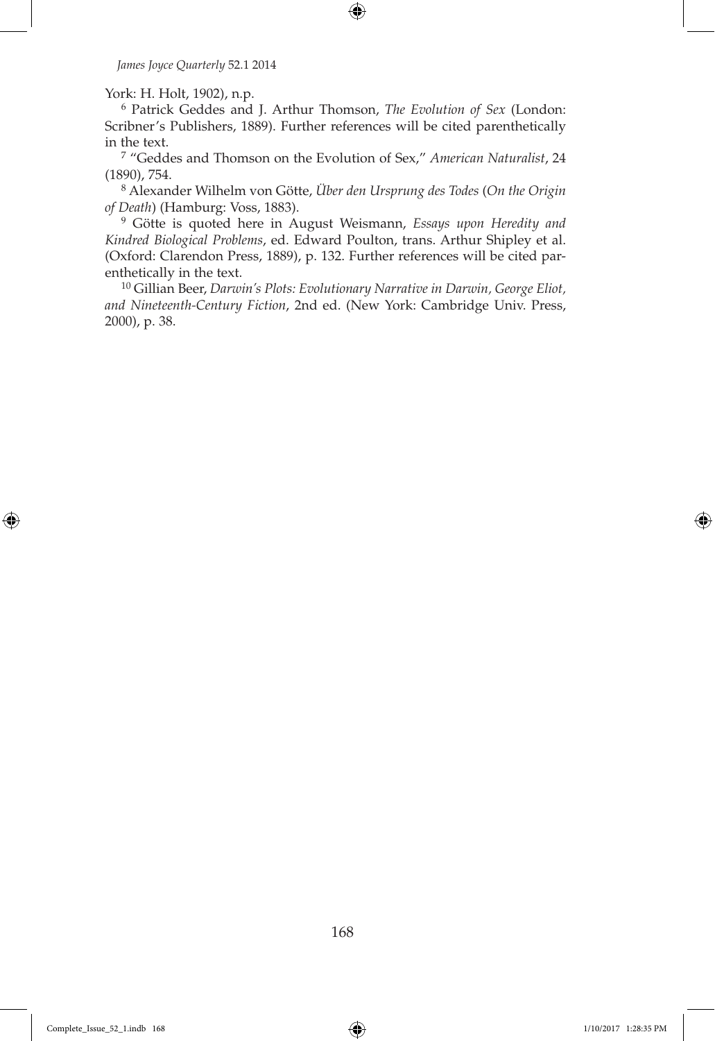York: H. Holt, 1902), n.p.

[6] Patrick Geddes and J. Arthur Thomson, *The Evolution of Sex* (London: Scribner's Publishers, 1889). Further references will be cited parenthetically in the text.

[7] "Geddes and Thomson on the Evolution of Sex," *American Naturalist*, 24 (1890), 754.

[8] Alexander Wilhelm von Götte, *Über den Ursprung des Todes* (*On the Origin of Death*) (Hamburg: Voss, 1883).

[9] Götte is quoted here in August Weismann, *Essays upon Heredity and Kindred Biological Problems*, ed. Edward Poulton, trans. Arthur Shipley et al. (Oxford: Clarendon Press, 1889), p. 132. Further references will be cited parenthetically in the text.

[10] Gillian Beer, *Darwin's Plots: Evolutionary Narrative in Darwin, George Eliot, and Nineteenth-Century Fiction*, 2nd ed. (New York: Cambridge Univ. Press, 2000), p. 38.